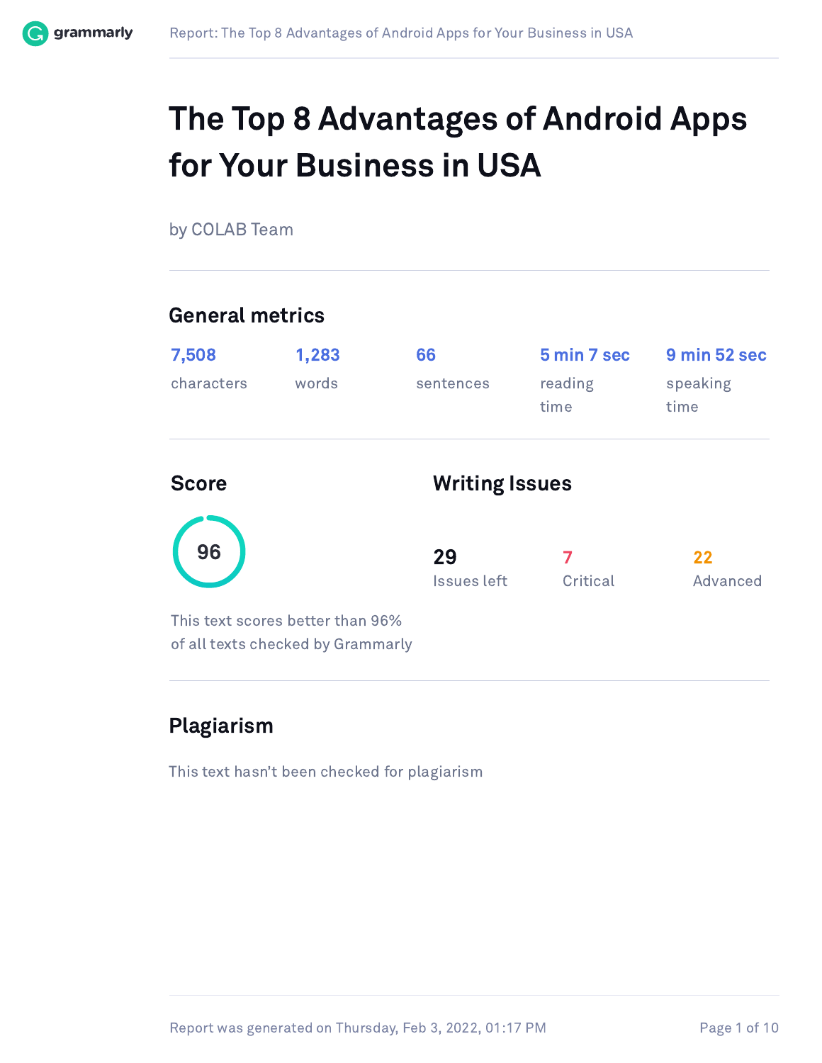# The Top 8 Advantages of Android Apps for Your Business in USA

by COLAB Team

## General metrics

| 7,508 | 1,283 | 66 | 5 min 7 sec | 9 min 52 sec |
|---|---|---|---|---|
| characters | words | sentences | reading time | speaking time |

## Score

96

This text scores better than 96% of all texts checked by Grammarly

## Writing Issues

| 29 | 7 | 22 |
|---|---|---|
| Issues left | Critical | Advanced |

## Plagiarism

This text hasn't been checked for plagiarism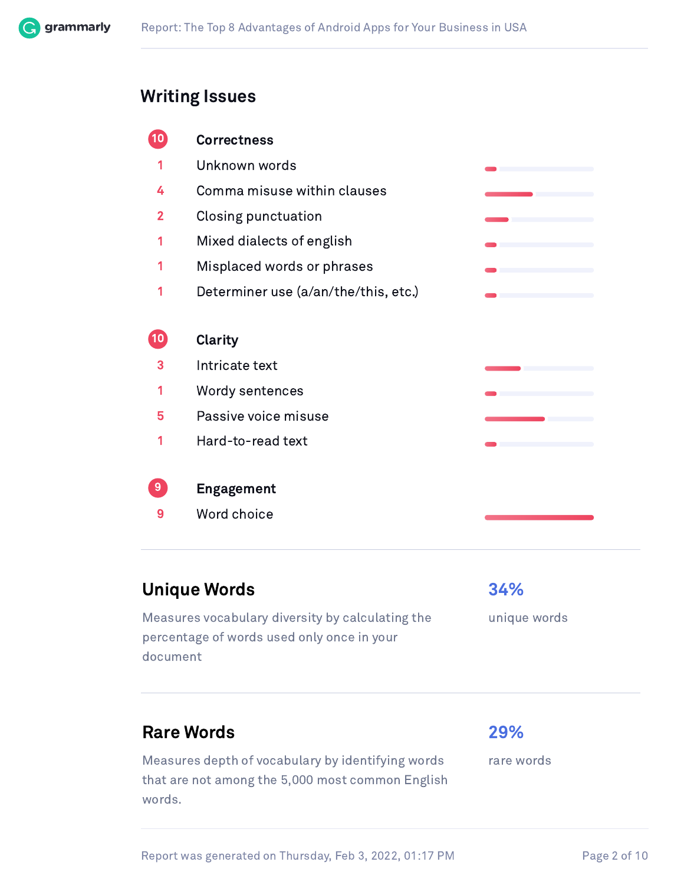## Writing Issues

**10 Correctness**

| Count | Issue |
|---|---|
| 1 | Unknown words |
| 4 | Comma misuse within clauses |
| 2 | Closing punctuation |
| 1 | Mixed dialects of english |
| 1 | Misplaced words or phrases |
| 1 | Determiner use (a/an/the/this, etc.) |

**10 Clarity**

| Count | Issue |
|---|---|
| 3 | Intricate text |
| 1 | Wordy sentences |
| 5 | Passive voice misuse |
| 1 | Hard-to-read text |

**9 Engagement**

| Count | Issue |
|---|---|
| 9 | Word choice |

## Unique Words

Measures vocabulary diversity by calculating the percentage of words used only once in your document

**34%** unique words

## Rare Words

Measures depth of vocabulary by identifying words that are not among the 5,000 most common English words.

**29%** rare words

Report was generated on Thursday, Feb 3, 2022, 01:17 PM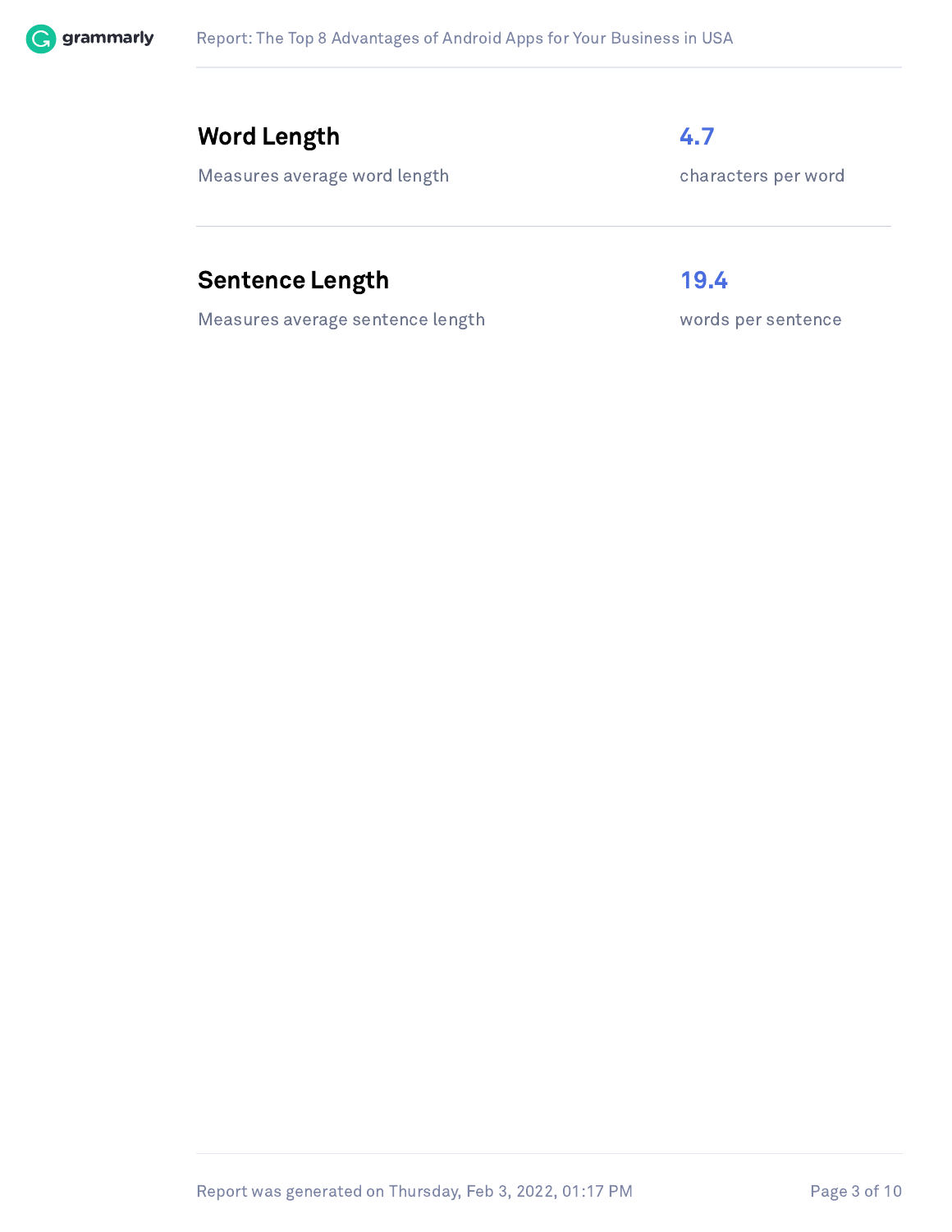## Word Length

Measures average word length

**4.7**

characters per word

## Sentence Length

Measures average sentence length

**19.4**

words per sentence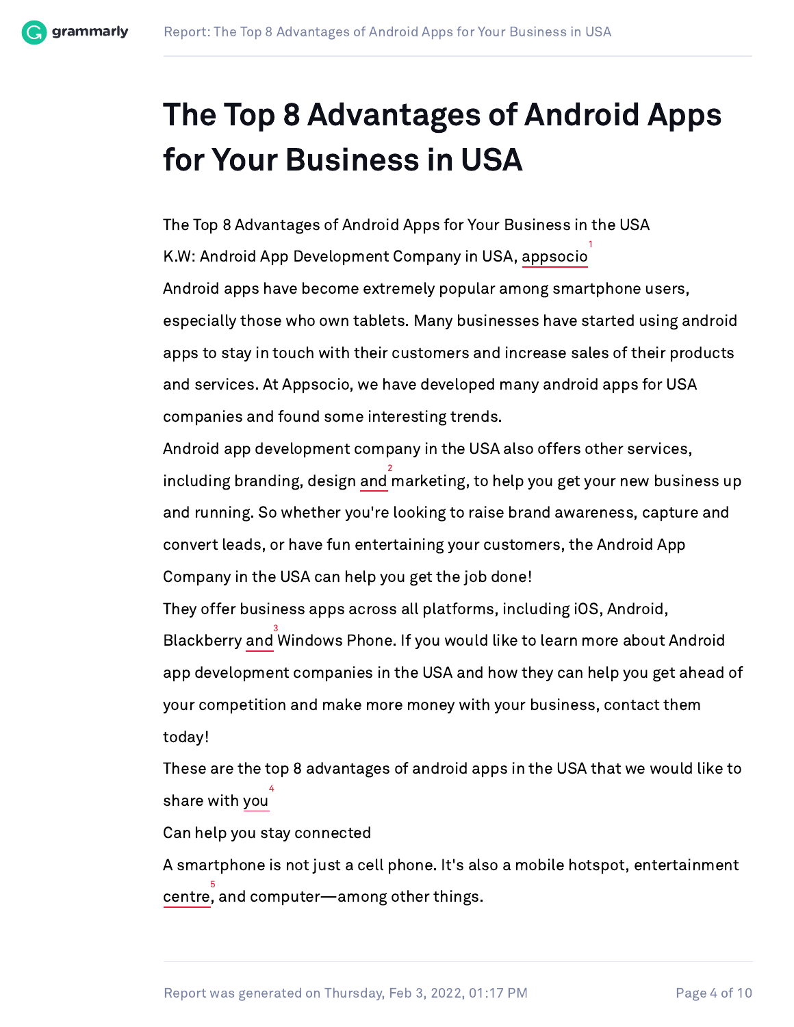# The Top 8 Advantages of Android Apps for Your Business in USA

The Top 8 Advantages of Android Apps for Your Business in the USA

K.W: Android App Development Company in USA, appsocio[1]

Android apps have become extremely popular among smartphone users, especially those who own tablets. Many businesses have started using android apps to stay in touch with their customers and increase sales of their products and services. At Appsocio, we have developed many android apps for USA companies and found some interesting trends.

Android app development company in the USA also offers other services, including branding, design and[2] marketing, to help you get your new business up and running. So whether you're looking to raise brand awareness, capture and convert leads, or have fun entertaining your customers, the Android App Company in the USA can help you get the job done!

They offer business apps across all platforms, including iOS, Android, Blackberry and[3] Windows Phone. If you would like to learn more about Android app development companies in the USA and how they can help you get ahead of your competition and make more money with your business, contact them today!

These are the top 8 advantages of android apps in the USA that we would like to share with you[4]

Can help you stay connected

A smartphone is not just a cell phone. It's also a mobile hotspot, entertainment centre[5], and computer—among other things.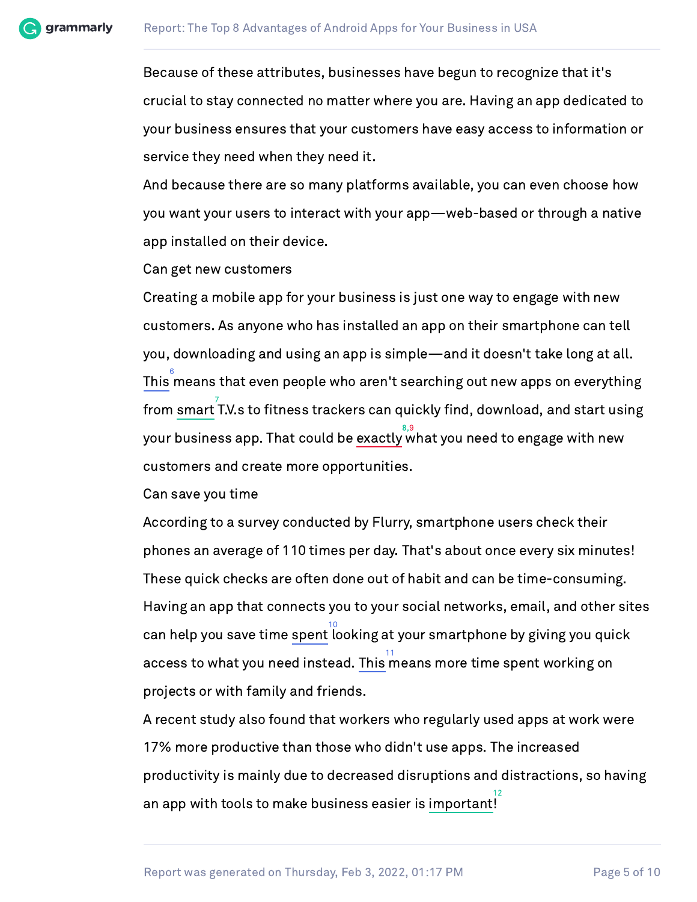Because of these attributes, businesses have begun to recognize that it's crucial to stay connected no matter where you are. Having an app dedicated to your business ensures that your customers have easy access to information or service they need when they need it.

And because there are so many platforms available, you can even choose how you want your users to interact with your app—web-based or through a native app installed on their device.

Can get new customers

Creating a mobile app for your business is just one way to engage with new customers. As anyone who has installed an app on their smartphone can tell you, downloading and using an app is simple—and it doesn't take long at all. This[6] means that even people who aren't searching out new apps on everything from smart[7] T.V.s to fitness trackers can quickly find, download, and start using your business app. That could be exactly[8,9] what you need to engage with new customers and create more opportunities.

Can save you time

According to a survey conducted by Flurry, smartphone users check their phones an average of 110 times per day. That's about once every six minutes! These quick checks are often done out of habit and can be time-consuming. Having an app that connects you to your social networks, email, and other sites can help you save time spent[10] looking at your smartphone by giving you quick access to what you need instead. This[11] means more time spent working on projects or with family and friends.

A recent study also found that workers who regularly used apps at work were 17% more productive than those who didn't use apps. The increased productivity is mainly due to decreased disruptions and distractions, so having an app with tools to make business easier is important[12]!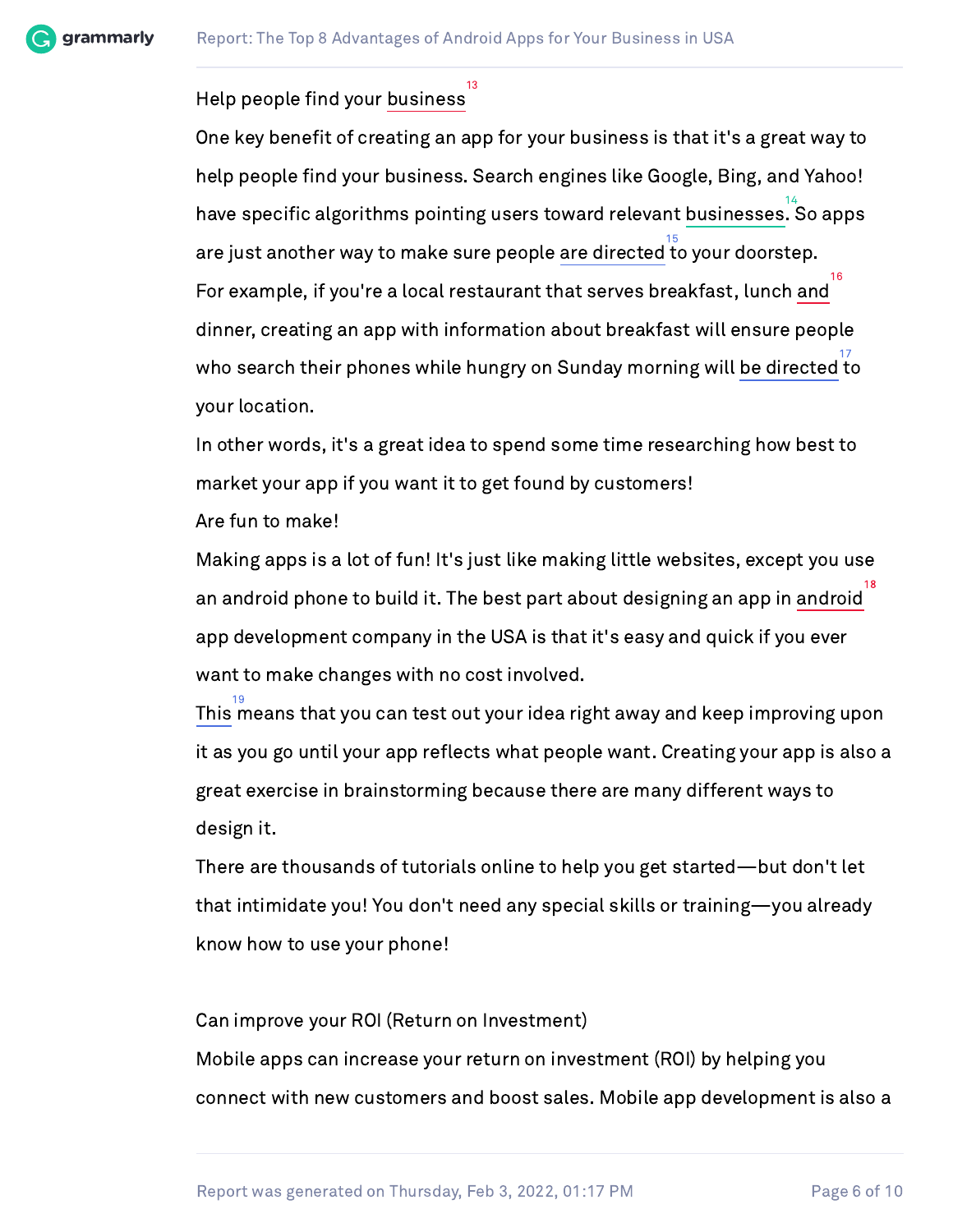Help people find your business[13]

One key benefit of creating an app for your business is that it's a great way to help people find your business. Search engines like Google, Bing, and Yahoo! have specific algorithms pointing users toward relevant businesses.[14] So apps are just another way to make sure people are directed[15] to your doorstep.

For example, if you're a local restaurant that serves breakfast, lunch and[16] dinner, creating an app with information about breakfast will ensure people who search their phones while hungry on Sunday morning will be directed[17] to your location.

In other words, it's a great idea to spend some time researching how best to market your app if you want it to get found by customers!

Are fun to make!

Making apps is a lot of fun! It's just like making little websites, except you use an android phone to build it. The best part about designing an app in android[18] app development company in the USA is that it's easy and quick if you ever want to make changes with no cost involved.

This[19] means that you can test out your idea right away and keep improving upon it as you go until your app reflects what people want. Creating your app is also a great exercise in brainstorming because there are many different ways to design it.

There are thousands of tutorials online to help you get started—but don't let that intimidate you! You don't need any special skills or training—you already know how to use your phone!

Can improve your ROI (Return on Investment)

Mobile apps can increase your return on investment (ROI) by helping you connect with new customers and boost sales. Mobile app development is also a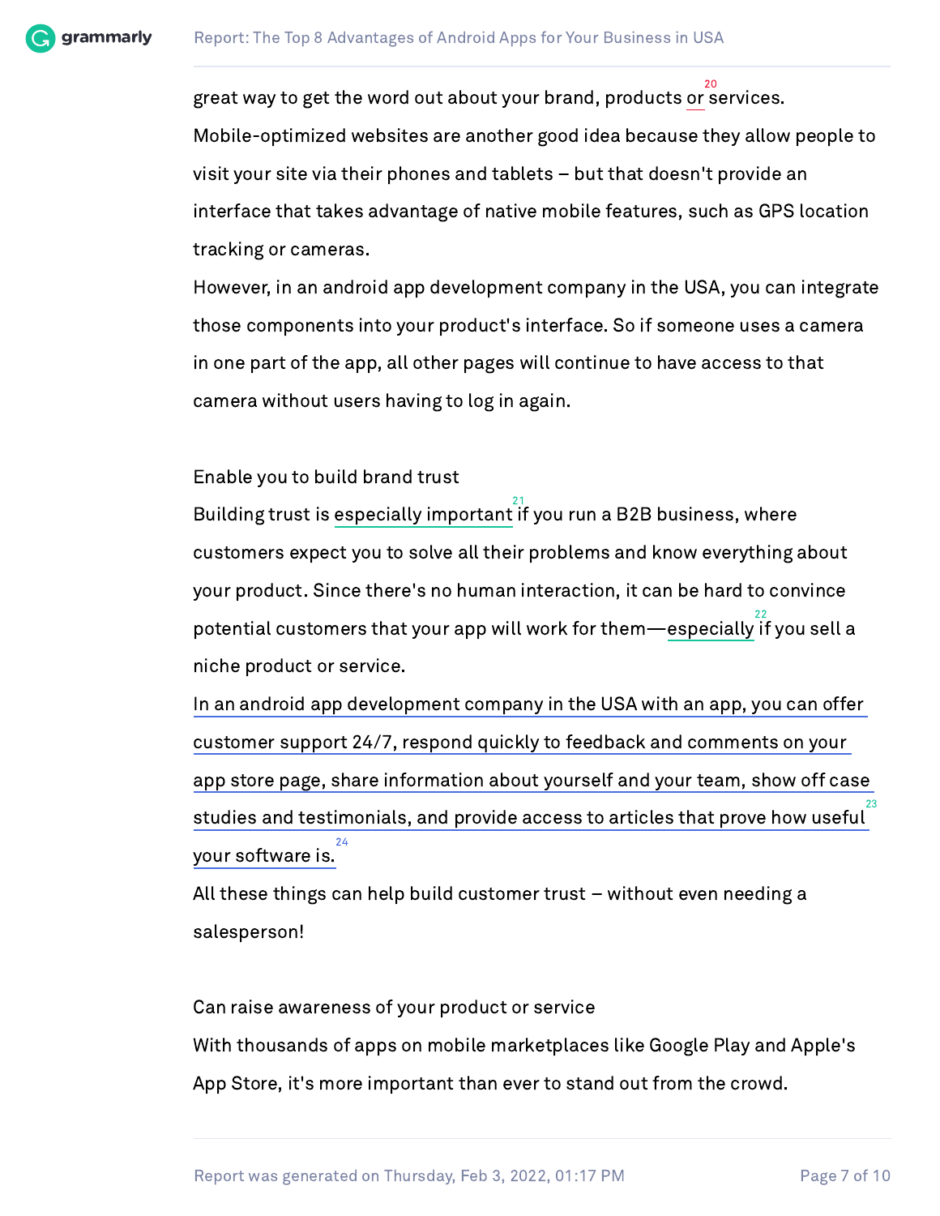great way to get the word out about your brand, products or[20] services.

Mobile-optimized websites are another good idea because they allow people to visit your site via their phones and tablets – but that doesn't provide an interface that takes advantage of native mobile features, such as GPS location tracking or cameras.

However, in an android app development company in the USA, you can integrate those components into your product's interface. So if someone uses a camera in one part of the app, all other pages will continue to have access to that camera without users having to log in again.

Enable you to build brand trust

Building trust is especially important[21] if you run a B2B business, where customers expect you to solve all their problems and know everything about your product. Since there's no human interaction, it can be hard to convince potential customers that your app will work for them—especially[22] if you sell a niche product or service.

In an android app development company in the USA with an app, you can offer customer support 24/7, respond quickly to feedback and comments on your app store page, share information about yourself and your team, show off case studies and testimonials, and provide access to articles that prove how useful[23] your software is.[24]

All these things can help build customer trust – without even needing a salesperson!

Can raise awareness of your product or service

With thousands of apps on mobile marketplaces like Google Play and Apple's App Store, it's more important than ever to stand out from the crowd.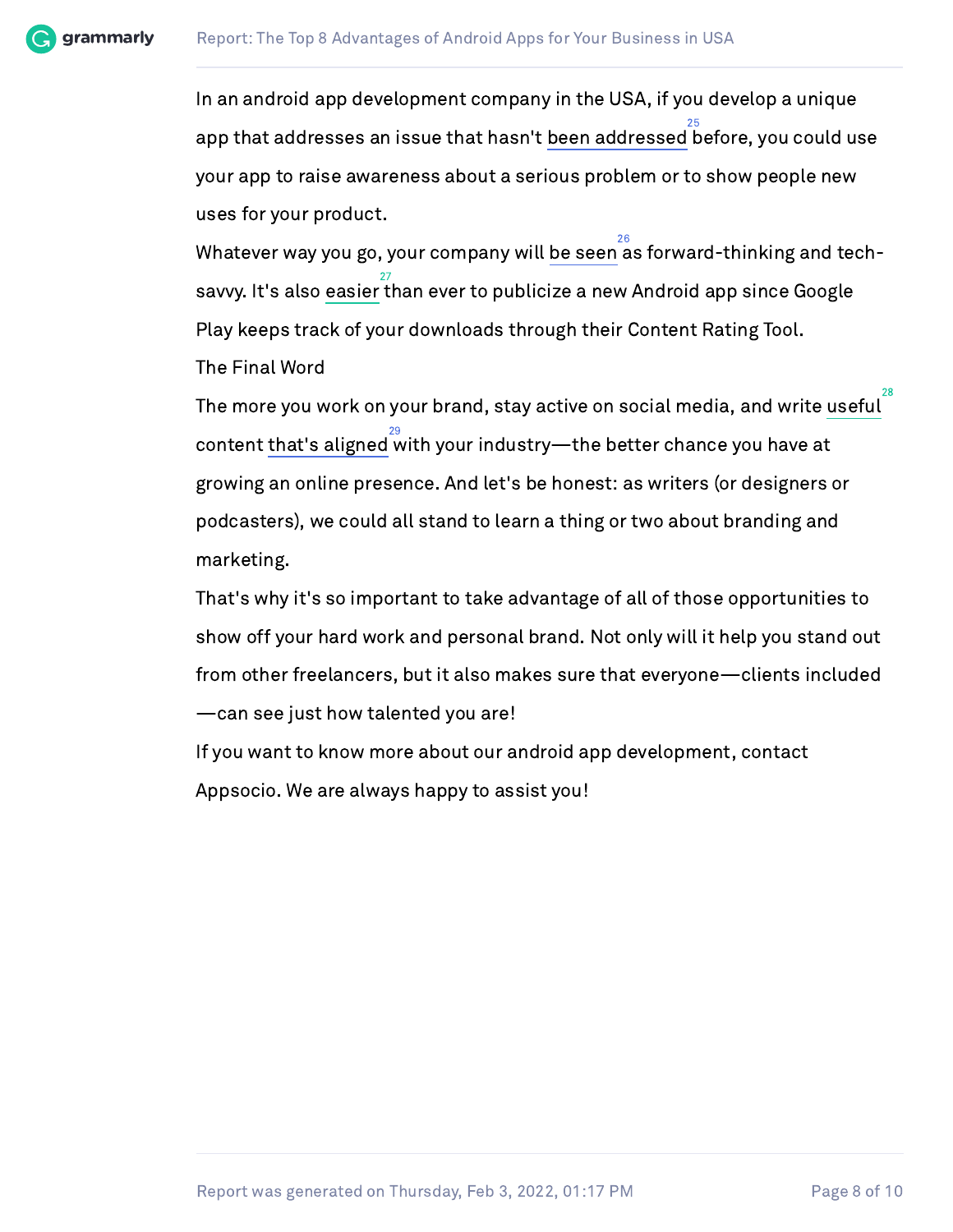In an android app development company in the USA, if you develop a unique app that addresses an issue that hasn't been addressed[25] before, you could use your app to raise awareness about a serious problem or to show people new uses for your product.

Whatever way you go, your company will be seen[26] as forward-thinking and tech-savvy. It's also easier[27] than ever to publicize a new Android app since Google Play keeps track of your downloads through their Content Rating Tool.

## The Final Word

The more you work on your brand, stay active on social media, and write useful[28] content that's aligned[29] with your industry—the better chance you have at growing an online presence. And let's be honest: as writers (or designers or podcasters), we could all stand to learn a thing or two about branding and marketing.

That's why it's so important to take advantage of all of those opportunities to show off your hard work and personal brand. Not only will it help you stand out from other freelancers, but it also makes sure that everyone—clients included—can see just how talented you are!

If you want to know more about our android app development, contact Appsocio. We are always happy to assist you!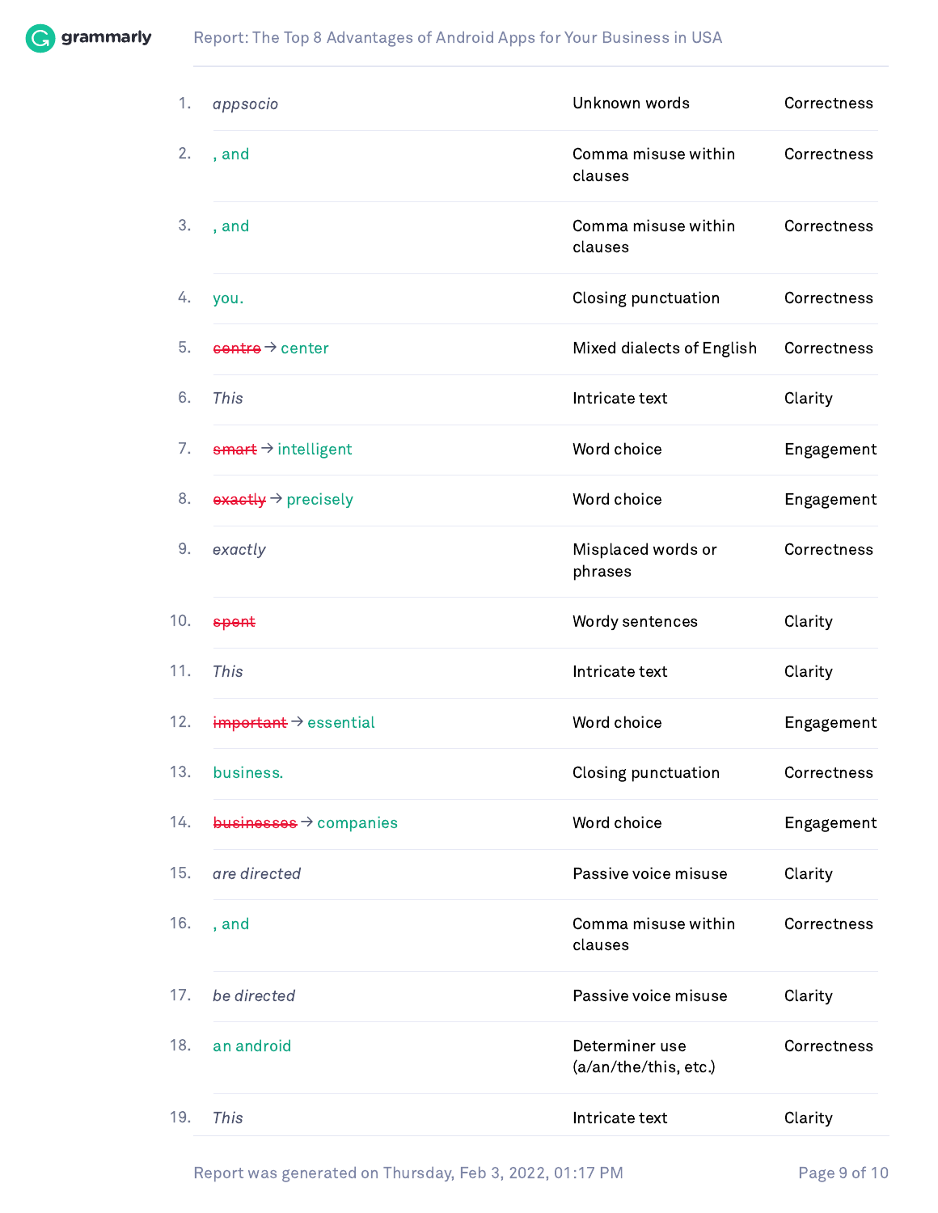| | | | |
|---|---|---|---|
| 1. | *appsocio* | Unknown words | Correctness |
| 2. | , and | Comma misuse within clauses | Correctness |
| 3. | , and | Comma misuse within clauses | Correctness |
| 4. | you. | Closing punctuation | Correctness |
| 5. | ~~centre~~ → center | Mixed dialects of English | Correctness |
| 6. | *This* | Intricate text | Clarity |
| 7. | ~~smart~~ → intelligent | Word choice | Engagement |
| 8. | ~~exactly~~ → precisely | Word choice | Engagement |
| 9. | *exactly* | Misplaced words or phrases | Correctness |
| 10. | ~~spent~~ | Wordy sentences | Clarity |
| 11. | *This* | Intricate text | Clarity |
| 12. | ~~important~~ → essential | Word choice | Engagement |
| 13. | business. | Closing punctuation | Correctness |
| 14. | ~~businesses~~ → companies | Word choice | Engagement |
| 15. | *are directed* | Passive voice misuse | Clarity |
| 16. | , and | Comma misuse within clauses | Correctness |
| 17. | *be directed* | Passive voice misuse | Clarity |
| 18. | an android | Determiner use (a/an/the/this, etc.) | Correctness |
| 19. | *This* | Intricate text | Clarity |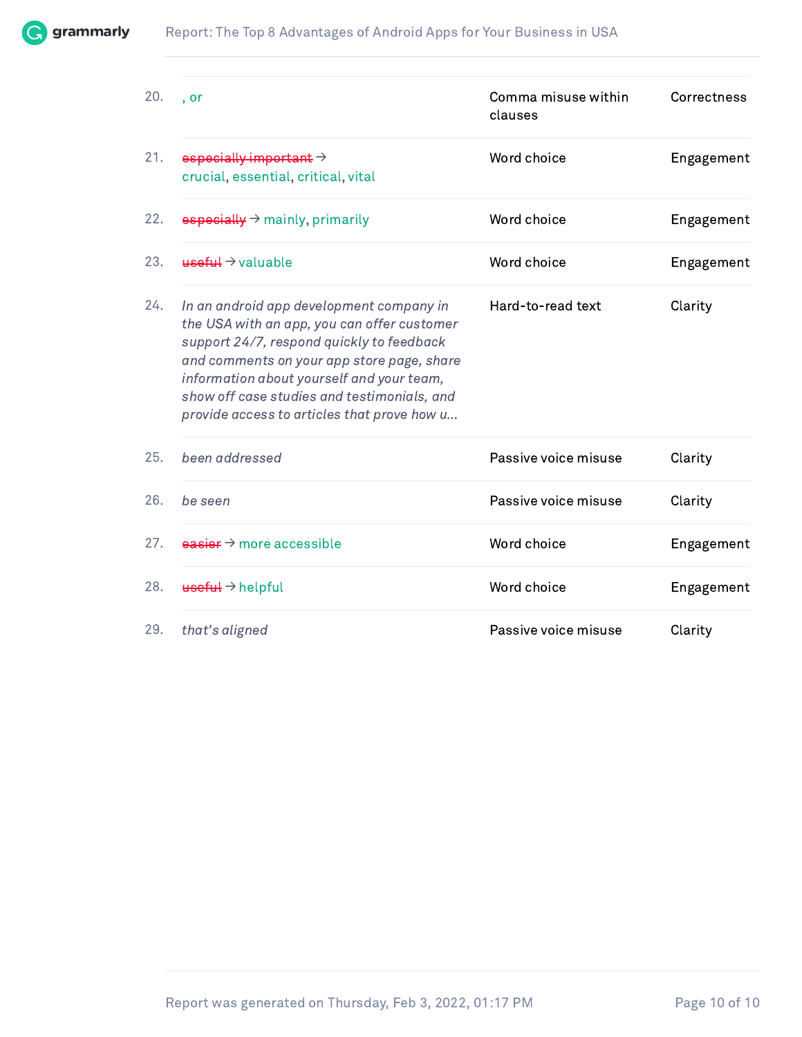| | | | |
|---|---|---|---|
| 20. | , or | Comma misuse within clauses | Correctness |
| 21. | ~~especially important~~ → crucial, essential, critical, vital | Word choice | Engagement |
| 22. | ~~especially~~ → mainly, primarily | Word choice | Engagement |
| 23. | ~~useful~~ → valuable | Word choice | Engagement |
| 24. | *In an android app development company in the USA with an app, you can offer customer support 24/7, respond quickly to feedback and comments on your app store page, share information about yourself and your team, show off case studies and testimonials, and provide access to articles that prove how u...* | Hard-to-read text | Clarity |
| 25. | *been addressed* | Passive voice misuse | Clarity |
| 26. | *be seen* | Passive voice misuse | Clarity |
| 27. | ~~easier~~ → more accessible | Word choice | Engagement |
| 28. | ~~useful~~ → helpful | Word choice | Engagement |
| 29. | *that's aligned* | Passive voice misuse | Clarity |